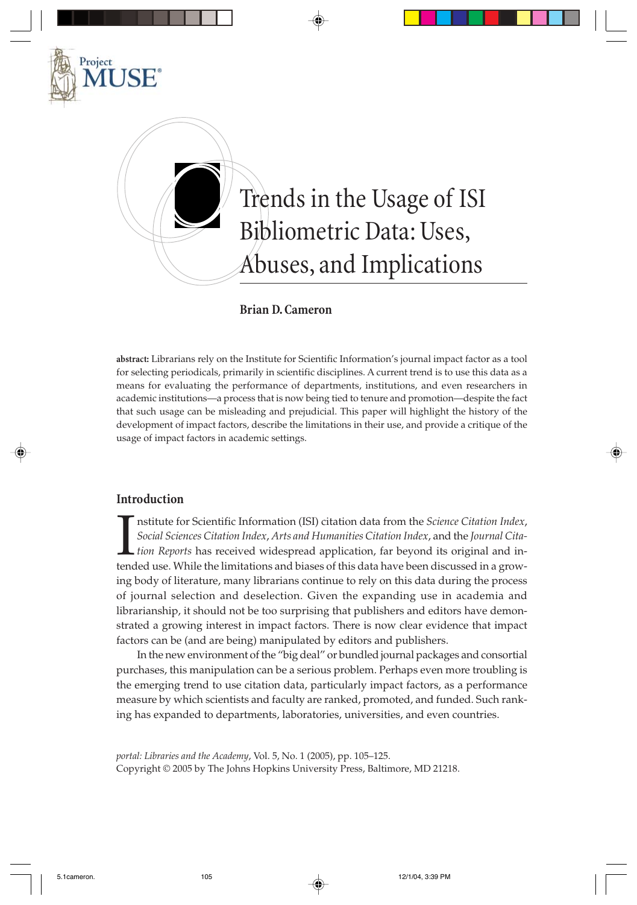# Trends in the Usage of ISI Bibliometric Data: Uses, Abuses, and Implications

**Brian D. Cameron**

**abstract:** Librarians rely on the Institute for Scientific Information's journal impact factor as a tool for selecting periodicals, primarily in scientific disciplines. A current trend is to use this data as a means for evaluating the performance of departments, institutions, and even researchers in academic institutions—a process that is now being tied to tenure and promotion—despite the fact that such usage can be misleading and prejudicial. This paper will highlight the history of the development of impact factors, describe the limitations in their use, and provide a critique of the usage of impact factors in academic settings.

## Introduction

Institute for Scientific Information (ISI) citation data from the *Science Citation Index*, *Social Sciences Citation Index*, *Arts and Humanities Citation Index*, and the *Journal Citation Reports* has received widespread application, far beyond its original and intended use. While the limitations and biases of this data have been discussed in a growing body of literature, many librarians continue to rely on this data during the process of journal selection and deselection. Given the expanding use in academia and librarianship, it should not be too surprising that publishers and editors have demonstrated a growing interest in impact factors. There is now clear evidence that impact factors can be (and are being) manipulated by editors and publishers.

In the new environment of the "big deal" or bundled journal packages and consortial purchases, this manipulation can be a serious problem. Perhaps even more troubling is the emerging trend to use citation data, particularly impact factors, as a performance measure by which scientists and faculty are ranked, promoted, and funded. Such ranking has expanded to departments, laboratories, universities, and even countries.

*portal: Libraries and the Academy*, Vol. 5, No. 1 (2005), pp. 105–125.
Copyright © 2005 by The Johns Hopkins University Press, Baltimore, MD 21218.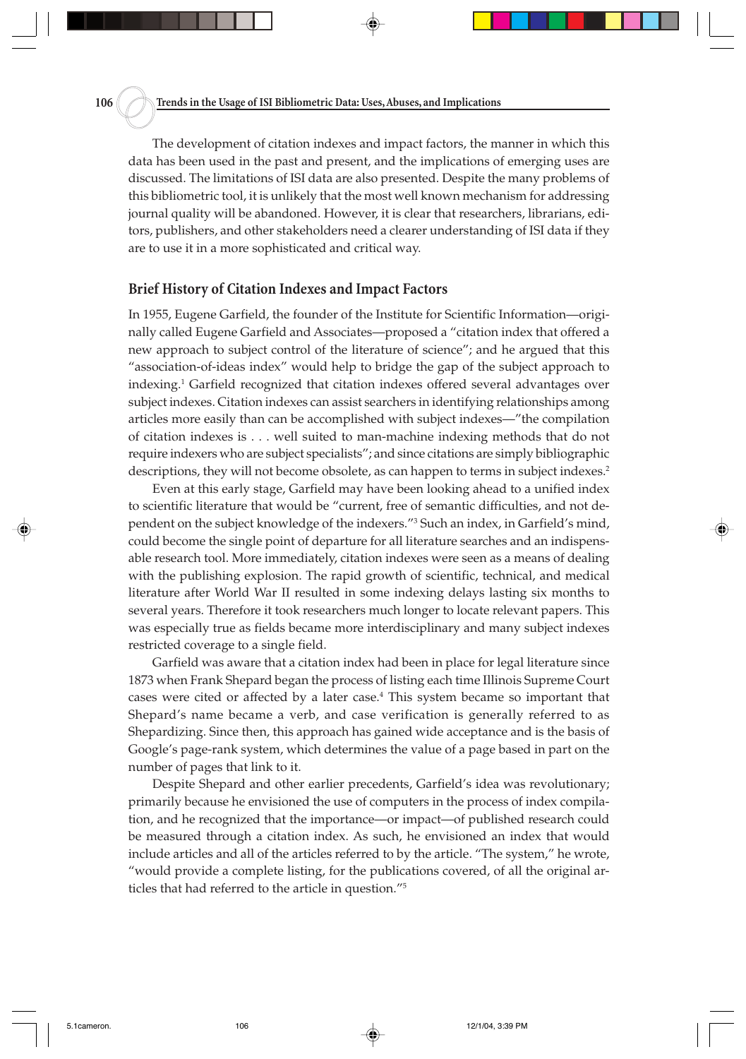The development of citation indexes and impact factors, the manner in which this data has been used in the past and present, and the implications of emerging uses are discussed. The limitations of ISI data are also presented. Despite the many problems of this bibliometric tool, it is unlikely that the most well known mechanism for addressing journal quality will be abandoned. However, it is clear that researchers, librarians, editors, publishers, and other stakeholders need a clearer understanding of ISI data if they are to use it in a more sophisticated and critical way.

## Brief History of Citation Indexes and Impact Factors

In 1955, Eugene Garfield, the founder of the Institute for Scientific Information—originally called Eugene Garfield and Associates—proposed a "citation index that offered a new approach to subject control of the literature of science"; and he argued that this "association-of-ideas index" would help to bridge the gap of the subject approach to indexing.[1] Garfield recognized that citation indexes offered several advantages over subject indexes. Citation indexes can assist searchers in identifying relationships among articles more easily than can be accomplished with subject indexes—"the compilation of citation indexes is . . . well suited to man-machine indexing methods that do not require indexers who are subject specialists"; and since citations are simply bibliographic descriptions, they will not become obsolete, as can happen to terms in subject indexes.[2]

Even at this early stage, Garfield may have been looking ahead to a unified index to scientific literature that would be "current, free of semantic difficulties, and not dependent on the subject knowledge of the indexers."[3] Such an index, in Garfield's mind, could become the single point of departure for all literature searches and an indispensable research tool. More immediately, citation indexes were seen as a means of dealing with the publishing explosion. The rapid growth of scientific, technical, and medical literature after World War II resulted in some indexing delays lasting six months to several years. Therefore it took researchers much longer to locate relevant papers. This was especially true as fields became more interdisciplinary and many subject indexes restricted coverage to a single field.

Garfield was aware that a citation index had been in place for legal literature since 1873 when Frank Shepard began the process of listing each time Illinois Supreme Court cases were cited or affected by a later case.[4] This system became so important that Shepard's name became a verb, and case verification is generally referred to as Shepardizing. Since then, this approach has gained wide acceptance and is the basis of Google's page-rank system, which determines the value of a page based in part on the number of pages that link to it.

Despite Shepard and other earlier precedents, Garfield's idea was revolutionary; primarily because he envisioned the use of computers in the process of index compilation, and he recognized that the importance—or impact—of published research could be measured through a citation index. As such, he envisioned an index that would include articles and all of the articles referred to by the article. "The system," he wrote, "would provide a complete listing, for the publications covered, of all the original articles that had referred to the article in question."[5]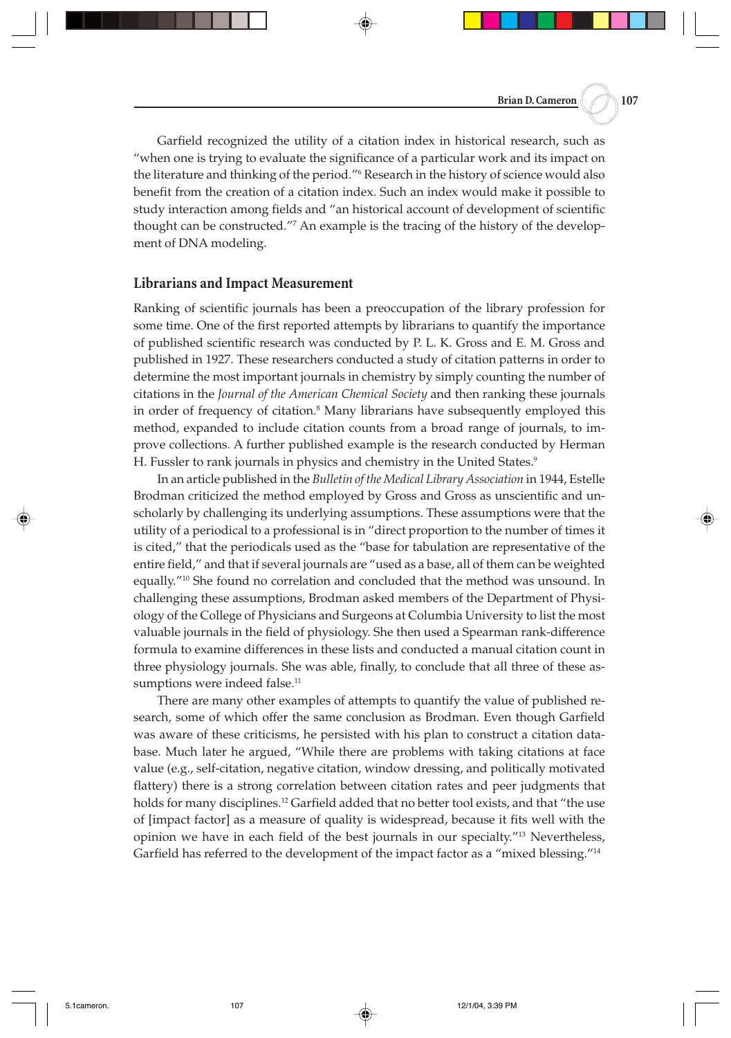Garfield recognized the utility of a citation index in historical research, such as "when one is trying to evaluate the significance of a particular work and its impact on the literature and thinking of the period."[6] Research in the history of science would also benefit from the creation of a citation index. Such an index would make it possible to study interaction among fields and "an historical account of development of scientific thought can be constructed."[7] An example is the tracing of the history of the development of DNA modeling.

## Librarians and Impact Measurement

Ranking of scientific journals has been a preoccupation of the library profession for some time. One of the first reported attempts by librarians to quantify the importance of published scientific research was conducted by P. L. K. Gross and E. M. Gross and published in 1927. These researchers conducted a study of citation patterns in order to determine the most important journals in chemistry by simply counting the number of citations in the *Journal of the American Chemical Society* and then ranking these journals in order of frequency of citation.[8] Many librarians have subsequently employed this method, expanded to include citation counts from a broad range of journals, to improve collections. A further published example is the research conducted by Herman H. Fussler to rank journals in physics and chemistry in the United States.[9]

In an article published in the *Bulletin of the Medical Library Association* in 1944, Estelle Brodman criticized the method employed by Gross and Gross as unscientific and unscholarly by challenging its underlying assumptions. These assumptions were that the utility of a periodical to a professional is in "direct proportion to the number of times it is cited," that the periodicals used as the "base for tabulation are representative of the entire field," and that if several journals are "used as a base, all of them can be weighted equally."[10] She found no correlation and concluded that the method was unsound. In challenging these assumptions, Brodman asked members of the Department of Physiology of the College of Physicians and Surgeons at Columbia University to list the most valuable journals in the field of physiology. She then used a Spearman rank-difference formula to examine differences in these lists and conducted a manual citation count in three physiology journals. She was able, finally, to conclude that all three of these assumptions were indeed false.[11]

There are many other examples of attempts to quantify the value of published research, some of which offer the same conclusion as Brodman. Even though Garfield was aware of these criticisms, he persisted with his plan to construct a citation database. Much later he argued, "While there are problems with taking citations at face value (e.g., self-citation, negative citation, window dressing, and politically motivated flattery) there is a strong correlation between citation rates and peer judgments that holds for many disciplines.[12] Garfield added that no better tool exists, and that "the use of [impact factor] as a measure of quality is widespread, because it fits well with the opinion we have in each field of the best journals in our specialty."[13] Nevertheless, Garfield has referred to the development of the impact factor as a "mixed blessing."[14]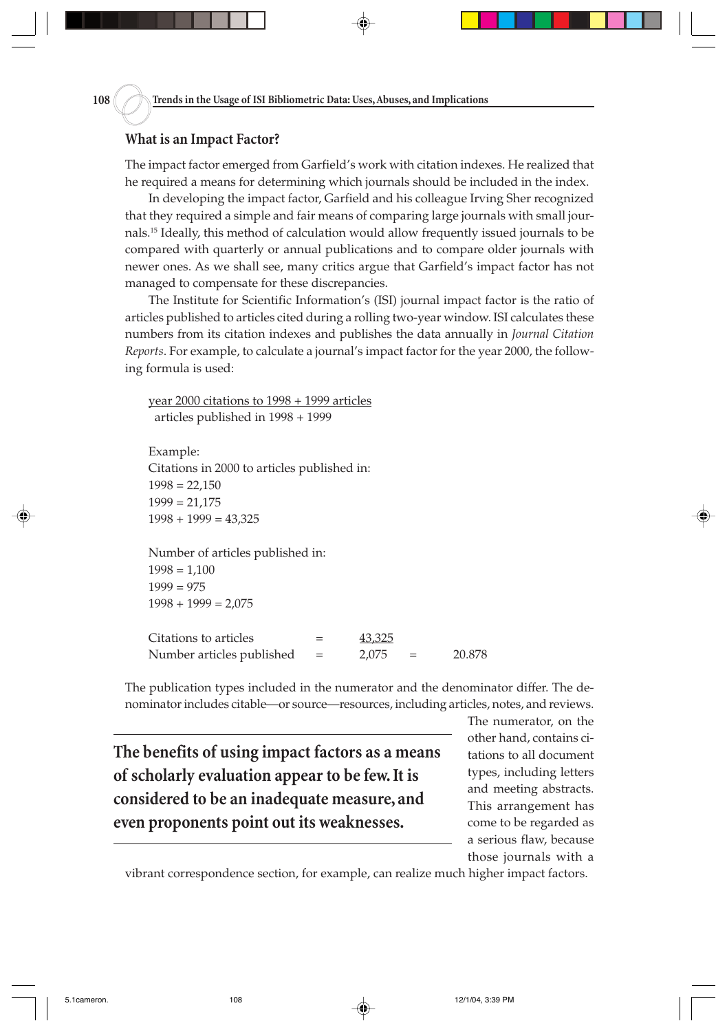## What is an Impact Factor?

The impact factor emerged from Garfield's work with citation indexes. He realized that he required a means for determining which journals should be included in the index.

In developing the impact factor, Garfield and his colleague Irving Sher recognized that they required a simple and fair means of comparing large journals with small journals.[15] Ideally, this method of calculation would allow frequently issued journals to be compared with quarterly or annual publications and to compare older journals with newer ones. As we shall see, many critics argue that Garfield's impact factor has not managed to compensate for these discrepancies.

The Institute for Scientific Information's (ISI) journal impact factor is the ratio of articles published to articles cited during a rolling two-year window. ISI calculates these numbers from its citation indexes and publishes the data annually in *Journal Citation Reports*. For example, to calculate a journal's impact factor for the year 2000, the following formula is used:

$$\frac{\text{year 2000 citations to 1998 + 1999 articles}}{\text{articles published in 1998 + 1999}}$$

Example:
Citations in 2000 to articles published in:
1998 = 22,150
1999 = 21,175
1998 + 1999 = 43,325

Number of articles published in:
1998 = 1,100
1999 = 975
1998 + 1999 = 2,075

$$\frac{\text{Citations to articles}}{\text{Number articles published}} = \frac{43{,}325}{2{,}075} = 20.878$$

The publication types included in the numerator and the denominator differ. The denominator includes citable—or source—resources, including articles, notes, and reviews. The numerator, on the other hand, contains citations to all document types, including letters and meeting abstracts. This arrangement has come to be regarded as a serious flaw, because those journals with a vibrant correspondence section, for example, can realize much higher impact factors.

**The benefits of using impact factors as a means of scholarly evaluation appear to be few. It is considered to be an inadequate measure, and even proponents point out its weaknesses.**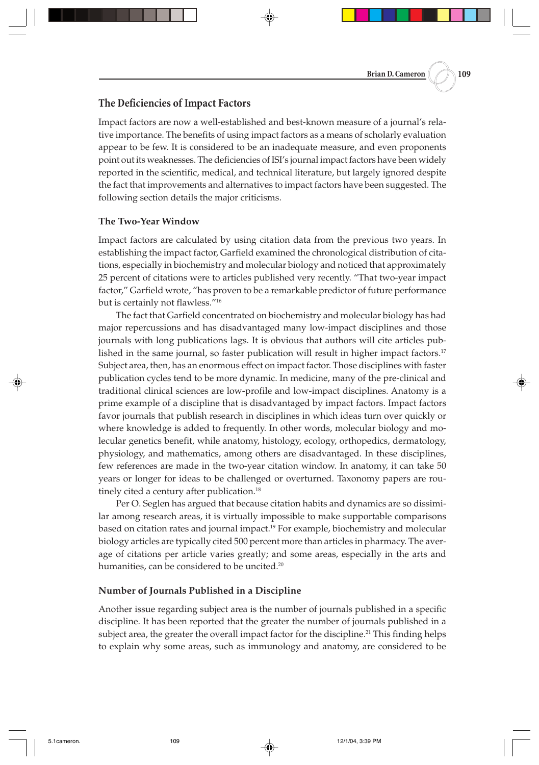## The Deficiencies of Impact Factors

Impact factors are now a well-established and best-known measure of a journal's relative importance. The benefits of using impact factors as a means of scholarly evaluation appear to be few. It is considered to be an inadequate measure, and even proponents point out its weaknesses. The deficiencies of ISI's journal impact factors have been widely reported in the scientific, medical, and technical literature, but largely ignored despite the fact that improvements and alternatives to impact factors have been suggested. The following section details the major criticisms.

### The Two-Year Window

Impact factors are calculated by using citation data from the previous two years. In establishing the impact factor, Garfield examined the chronological distribution of citations, especially in biochemistry and molecular biology and noticed that approximately 25 percent of citations were to articles published very recently. "That two-year impact factor," Garfield wrote, "has proven to be a remarkable predictor of future performance but is certainly not flawless."[16]

The fact that Garfield concentrated on biochemistry and molecular biology has had major repercussions and has disadvantaged many low-impact disciplines and those journals with long publications lags. It is obvious that authors will cite articles published in the same journal, so faster publication will result in higher impact factors.[17] Subject area, then, has an enormous effect on impact factor. Those disciplines with faster publication cycles tend to be more dynamic. In medicine, many of the pre-clinical and traditional clinical sciences are low-profile and low-impact disciplines. Anatomy is a prime example of a discipline that is disadvantaged by impact factors. Impact factors favor journals that publish research in disciplines in which ideas turn over quickly or where knowledge is added to frequently. In other words, molecular biology and molecular genetics benefit, while anatomy, histology, ecology, orthopedics, dermatology, physiology, and mathematics, among others are disadvantaged. In these disciplines, few references are made in the two-year citation window. In anatomy, it can take 50 years or longer for ideas to be challenged or overturned. Taxonomy papers are routinely cited a century after publication.[18]

Per O. Seglen has argued that because citation habits and dynamics are so dissimilar among research areas, it is virtually impossible to make supportable comparisons based on citation rates and journal impact.[19] For example, biochemistry and molecular biology articles are typically cited 500 percent more than articles in pharmacy. The average of citations per article varies greatly; and some areas, especially in the arts and humanities, can be considered to be uncited.[20]

### Number of Journals Published in a Discipline

Another issue regarding subject area is the number of journals published in a specific discipline. It has been reported that the greater the number of journals published in a subject area, the greater the overall impact factor for the discipline.[21] This finding helps to explain why some areas, such as immunology and anatomy, are considered to be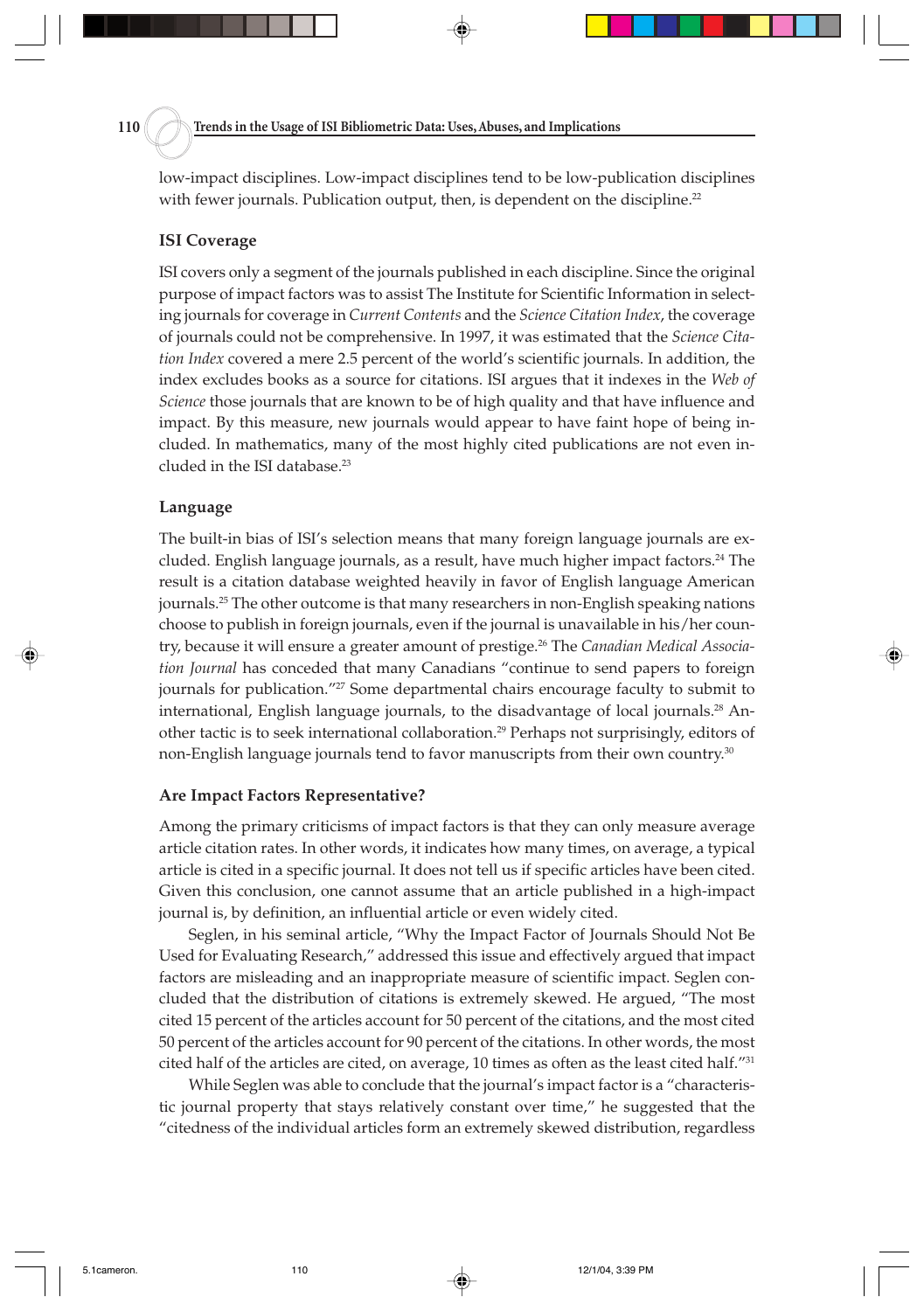low-impact disciplines. Low-impact disciplines tend to be low-publication disciplines with fewer journals. Publication output, then, is dependent on the discipline.[22]

### ISI Coverage

ISI covers only a segment of the journals published in each discipline. Since the original purpose of impact factors was to assist The Institute for Scientific Information in selecting journals for coverage in *Current Contents* and the *Science Citation Index*, the coverage of journals could not be comprehensive. In 1997, it was estimated that the *Science Citation Index* covered a mere 2.5 percent of the world's scientific journals. In addition, the index excludes books as a source for citations. ISI argues that it indexes in the *Web of Science* those journals that are known to be of high quality and that have influence and impact. By this measure, new journals would appear to have faint hope of being included. In mathematics, many of the most highly cited publications are not even included in the ISI database.[23]

### Language

The built-in bias of ISI's selection means that many foreign language journals are excluded. English language journals, as a result, have much higher impact factors.[24] The result is a citation database weighted heavily in favor of English language American journals.[25] The other outcome is that many researchers in non-English speaking nations choose to publish in foreign journals, even if the journal is unavailable in his/her country, because it will ensure a greater amount of prestige.[26] The *Canadian Medical Association Journal* has conceded that many Canadians "continue to send papers to foreign journals for publication."[27] Some departmental chairs encourage faculty to submit to international, English language journals, to the disadvantage of local journals.[28] Another tactic is to seek international collaboration.[29] Perhaps not surprisingly, editors of non-English language journals tend to favor manuscripts from their own country.[30]

### Are Impact Factors Representative?

Among the primary criticisms of impact factors is that they can only measure average article citation rates. In other words, it indicates how many times, on average, a typical article is cited in a specific journal. It does not tell us if specific articles have been cited. Given this conclusion, one cannot assume that an article published in a high-impact journal is, by definition, an influential article or even widely cited.

Seglen, in his seminal article, "Why the Impact Factor of Journals Should Not Be Used for Evaluating Research," addressed this issue and effectively argued that impact factors are misleading and an inappropriate measure of scientific impact. Seglen concluded that the distribution of citations is extremely skewed. He argued, "The most cited 15 percent of the articles account for 50 percent of the citations, and the most cited 50 percent of the articles account for 90 percent of the citations. In other words, the most cited half of the articles are cited, on average, 10 times as often as the least cited half."[31]

While Seglen was able to conclude that the journal's impact factor is a "characteristic journal property that stays relatively constant over time," he suggested that the "citedness of the individual articles form an extremely skewed distribution, regardless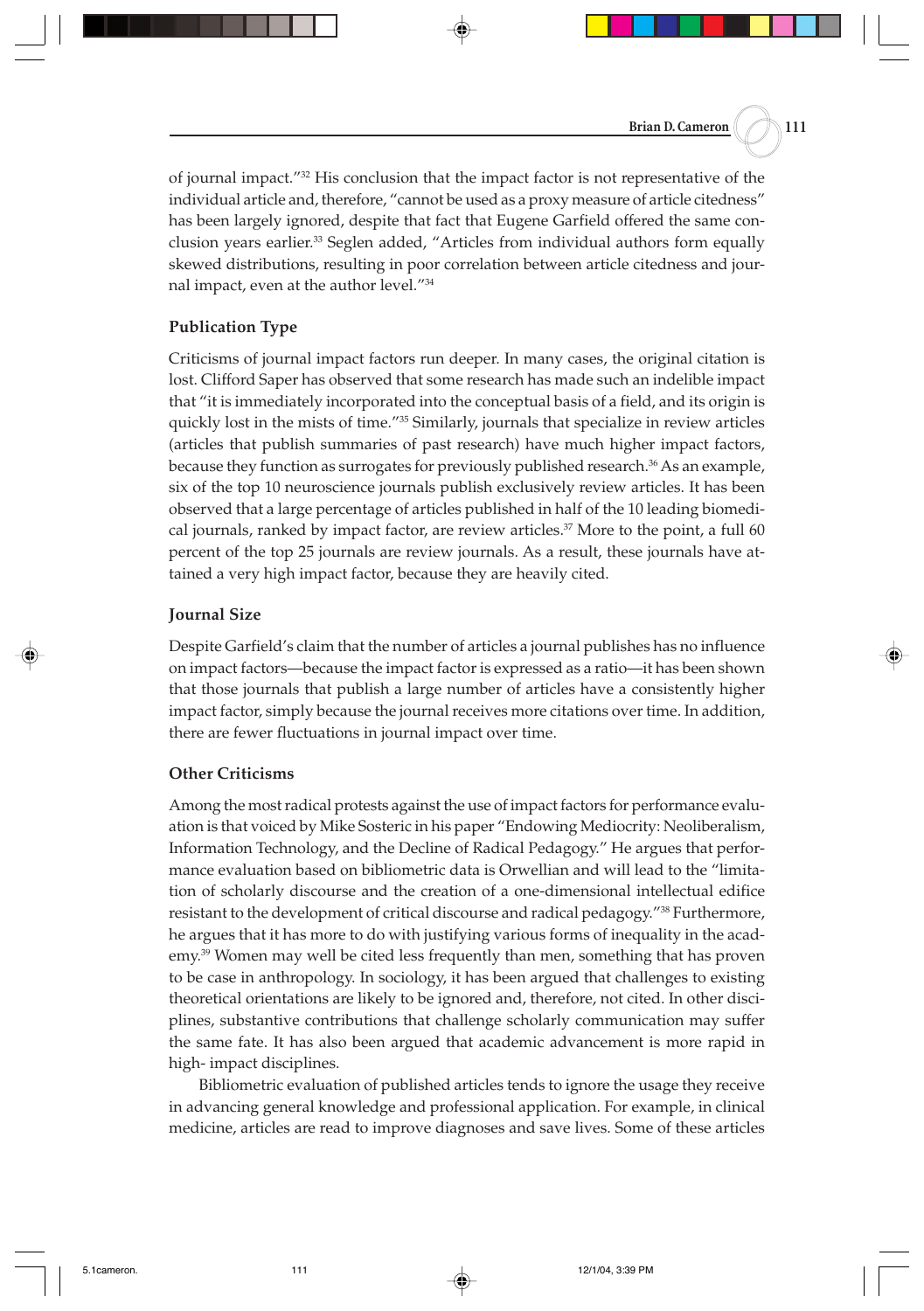of journal impact."[32] His conclusion that the impact factor is not representative of the individual article and, therefore, "cannot be used as a proxy measure of article citedness" has been largely ignored, despite that fact that Eugene Garfield offered the same conclusion years earlier.[33] Seglen added, "Articles from individual authors form equally skewed distributions, resulting in poor correlation between article citedness and journal impact, even at the author level."[34]

### Publication Type

Criticisms of journal impact factors run deeper. In many cases, the original citation is lost. Clifford Saper has observed that some research has made such an indelible impact that "it is immediately incorporated into the conceptual basis of a field, and its origin is quickly lost in the mists of time."[35] Similarly, journals that specialize in review articles (articles that publish summaries of past research) have much higher impact factors, because they function as surrogates for previously published research.[36] As an example, six of the top 10 neuroscience journals publish exclusively review articles. It has been observed that a large percentage of articles published in half of the 10 leading biomedical journals, ranked by impact factor, are review articles.[37] More to the point, a full 60 percent of the top 25 journals are review journals. As a result, these journals have attained a very high impact factor, because they are heavily cited.

### Journal Size

Despite Garfield's claim that the number of articles a journal publishes has no influence on impact factors—because the impact factor is expressed as a ratio—it has been shown that those journals that publish a large number of articles have a consistently higher impact factor, simply because the journal receives more citations over time. In addition, there are fewer fluctuations in journal impact over time.

### Other Criticisms

Among the most radical protests against the use of impact factors for performance evaluation is that voiced by Mike Sosteric in his paper "Endowing Mediocrity: Neoliberalism, Information Technology, and the Decline of Radical Pedagogy." He argues that performance evaluation based on bibliometric data is Orwellian and will lead to the "limitation of scholarly discourse and the creation of a one-dimensional intellectual edifice resistant to the development of critical discourse and radical pedagogy."[38] Furthermore, he argues that it has more to do with justifying various forms of inequality in the academy.[39] Women may well be cited less frequently than men, something that has proven to be case in anthropology. In sociology, it has been argued that challenges to existing theoretical orientations are likely to be ignored and, therefore, not cited. In other disciplines, substantive contributions that challenge scholarly communication may suffer the same fate. It has also been argued that academic advancement is more rapid in high- impact disciplines.

Bibliometric evaluation of published articles tends to ignore the usage they receive in advancing general knowledge and professional application. For example, in clinical medicine, articles are read to improve diagnoses and save lives. Some of these articles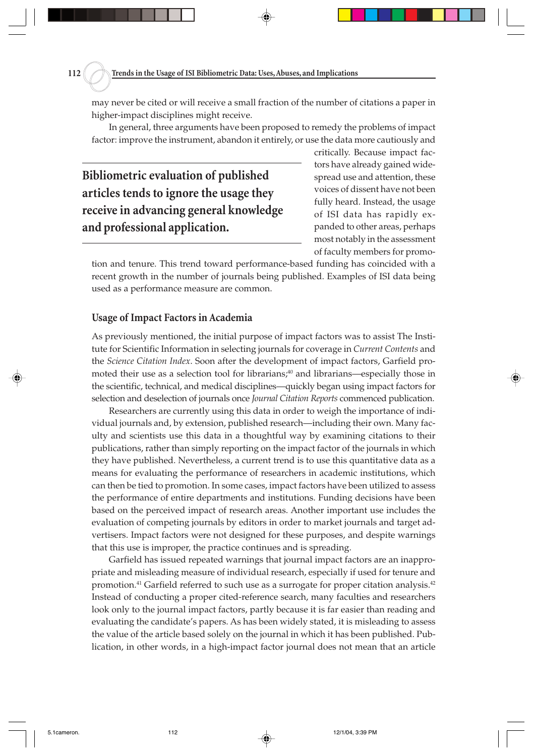may never be cited or will receive a small fraction of the number of citations a paper in higher-impact disciplines might receive.

In general, three arguments have been proposed to remedy the problems of impact factor: improve the instrument, abandon it entirely, or use the data more cautiously and critically. Because impact factors have already gained widespread use and attention, these voices of dissent have not been fully heard. Instead, the usage of ISI data has rapidly expanded to other areas, perhaps most notably in the assessment of faculty members for promotion and tenure. This trend toward performance-based funding has coincided with a recent growth in the number of journals being published. Examples of ISI data being used as a performance measure are common.

> **Bibliometric evaluation of published articles tends to ignore the usage they receive in advancing general knowledge and professional application.**

## Usage of Impact Factors in Academia

As previously mentioned, the initial purpose of impact factors was to assist The Institute for Scientific Information in selecting journals for coverage in *Current Contents* and the *Science Citation Index*. Soon after the development of impact factors, Garfield promoted their use as a selection tool for librarians;[40] and librarians—especially those in the scientific, technical, and medical disciplines—quickly began using impact factors for selection and deselection of journals once *Journal Citation Reports* commenced publication.

Researchers are currently using this data in order to weigh the importance of individual journals and, by extension, published research—including their own. Many faculty and scientists use this data in a thoughtful way by examining citations to their publications, rather than simply reporting on the impact factor of the journals in which they have published. Nevertheless, a current trend is to use this quantitative data as a means for evaluating the performance of researchers in academic institutions, which can then be tied to promotion. In some cases, impact factors have been utilized to assess the performance of entire departments and institutions. Funding decisions have been based on the perceived impact of research areas. Another important use includes the evaluation of competing journals by editors in order to market journals and target advertisers. Impact factors were not designed for these purposes, and despite warnings that this use is improper, the practice continues and is spreading.

Garfield has issued repeated warnings that journal impact factors are an inappropriate and misleading measure of individual research, especially if used for tenure and promotion.[41] Garfield referred to such use as a surrogate for proper citation analysis.[42] Instead of conducting a proper cited-reference search, many faculties and researchers look only to the journal impact factors, partly because it is far easier than reading and evaluating the candidate's papers. As has been widely stated, it is misleading to assess the value of the article based solely on the journal in which it has been published. Publication, in other words, in a high-impact factor journal does not mean that an article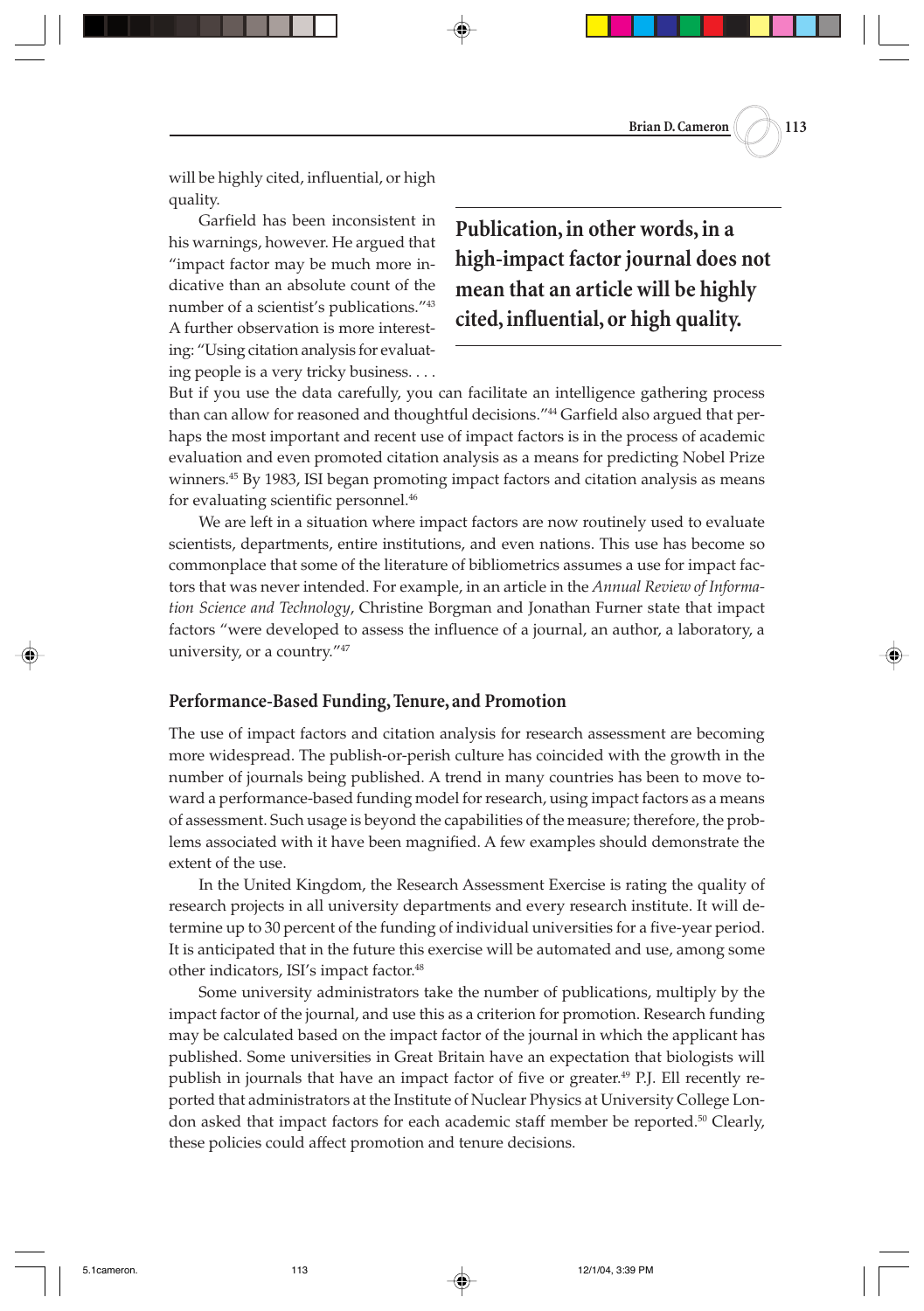will be highly cited, influential, or high quality.

Garfield has been inconsistent in his warnings, however. He argued that "impact factor may be much more indicative than an absolute count of the number of a scientist's publications."[43] A further observation is more interesting: "Using citation analysis for evaluating people is a very tricky business. . . . But if you use the data carefully, you can facilitate an intelligence gathering process than can allow for reasoned and thoughtful decisions."[44] Garfield also argued that perhaps the most important and recent use of impact factors is in the process of academic evaluation and even promoted citation analysis as a means for predicting Nobel Prize winners.[45] By 1983, ISI began promoting impact factors and citation analysis as means for evaluating scientific personnel.[46]

> **Publication, in other words, in a high-impact factor journal does not mean that an article will be highly cited, influential, or high quality.**

We are left in a situation where impact factors are now routinely used to evaluate scientists, departments, entire institutions, and even nations. This use has become so commonplace that some of the literature of bibliometrics assumes a use for impact factors that was never intended. For example, in an article in the *Annual Review of Information Science and Technology*, Christine Borgman and Jonathan Furner state that impact factors "were developed to assess the influence of a journal, an author, a laboratory, a university, or a country."[47]

## Performance-Based Funding, Tenure, and Promotion

The use of impact factors and citation analysis for research assessment are becoming more widespread. The publish-or-perish culture has coincided with the growth in the number of journals being published. A trend in many countries has been to move toward a performance-based funding model for research, using impact factors as a means of assessment. Such usage is beyond the capabilities of the measure; therefore, the problems associated with it have been magnified. A few examples should demonstrate the extent of the use.

In the United Kingdom, the Research Assessment Exercise is rating the quality of research projects in all university departments and every research institute. It will determine up to 30 percent of the funding of individual universities for a five-year period. It is anticipated that in the future this exercise will be automated and use, among some other indicators, ISI's impact factor.[48]

Some university administrators take the number of publications, multiply by the impact factor of the journal, and use this as a criterion for promotion. Research funding may be calculated based on the impact factor of the journal in which the applicant has published. Some universities in Great Britain have an expectation that biologists will publish in journals that have an impact factor of five or greater.[49] P.J. Ell recently reported that administrators at the Institute of Nuclear Physics at University College London asked that impact factors for each academic staff member be reported.[50] Clearly, these policies could affect promotion and tenure decisions.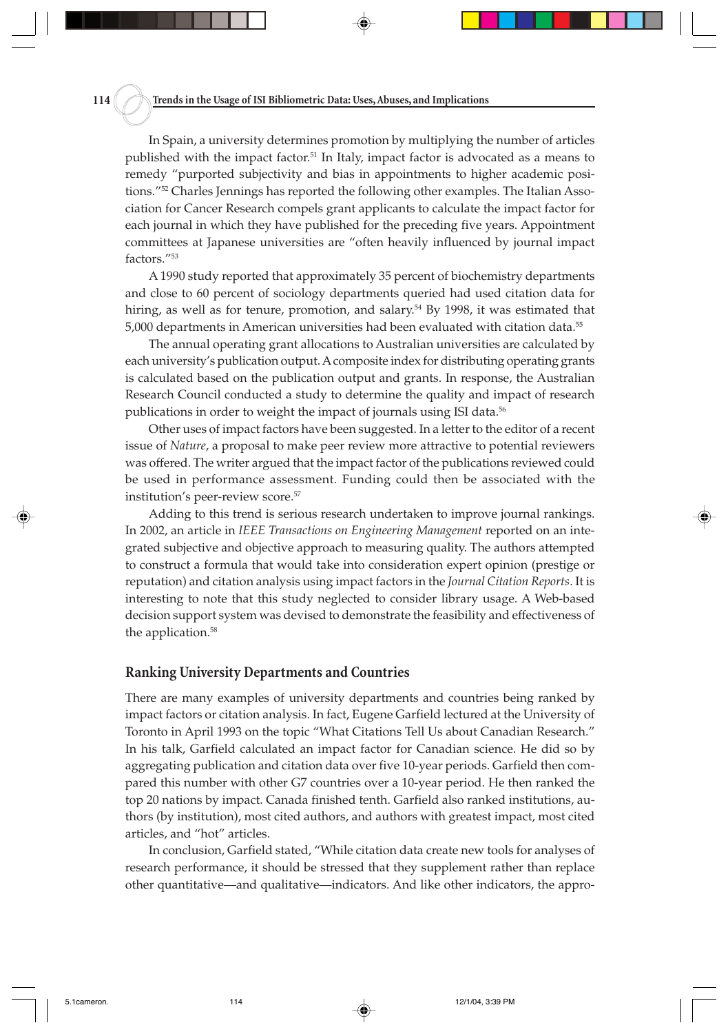In Spain, a university determines promotion by multiplying the number of articles published with the impact factor.[51] In Italy, impact factor is advocated as a means to remedy "purported subjectivity and bias in appointments to higher academic positions."[52] Charles Jennings has reported the following other examples. The Italian Association for Cancer Research compels grant applicants to calculate the impact factor for each journal in which they have published for the preceding five years. Appointment committees at Japanese universities are "often heavily influenced by journal impact factors."[53]

A 1990 study reported that approximately 35 percent of biochemistry departments and close to 60 percent of sociology departments queried had used citation data for hiring, as well as for tenure, promotion, and salary.[54] By 1998, it was estimated that 5,000 departments in American universities had been evaluated with citation data.[55]

The annual operating grant allocations to Australian universities are calculated by each university's publication output. A composite index for distributing operating grants is calculated based on the publication output and grants. In response, the Australian Research Council conducted a study to determine the quality and impact of research publications in order to weight the impact of journals using ISI data.[56]

Other uses of impact factors have been suggested. In a letter to the editor of a recent issue of *Nature*, a proposal to make peer review more attractive to potential reviewers was offered. The writer argued that the impact factor of the publications reviewed could be used in performance assessment. Funding could then be associated with the institution's peer-review score.[57]

Adding to this trend is serious research undertaken to improve journal rankings. In 2002, an article in *IEEE Transactions on Engineering Management* reported on an integrated subjective and objective approach to measuring quality. The authors attempted to construct a formula that would take into consideration expert opinion (prestige or reputation) and citation analysis using impact factors in the *Journal Citation Reports*. It is interesting to note that this study neglected to consider library usage. A Web-based decision support system was devised to demonstrate the feasibility and effectiveness of the application.[58]

## Ranking University Departments and Countries

There are many examples of university departments and countries being ranked by impact factors or citation analysis. In fact, Eugene Garfield lectured at the University of Toronto in April 1993 on the topic "What Citations Tell Us about Canadian Research." In his talk, Garfield calculated an impact factor for Canadian science. He did so by aggregating publication and citation data over five 10-year periods. Garfield then compared this number with other G7 countries over a 10-year period. He then ranked the top 20 nations by impact. Canada finished tenth. Garfield also ranked institutions, authors (by institution), most cited authors, and authors with greatest impact, most cited articles, and "hot" articles.

In conclusion, Garfield stated, "While citation data create new tools for analyses of research performance, it should be stressed that they supplement rather than replace other quantitative—and qualitative—indicators. And like other indicators, the appro-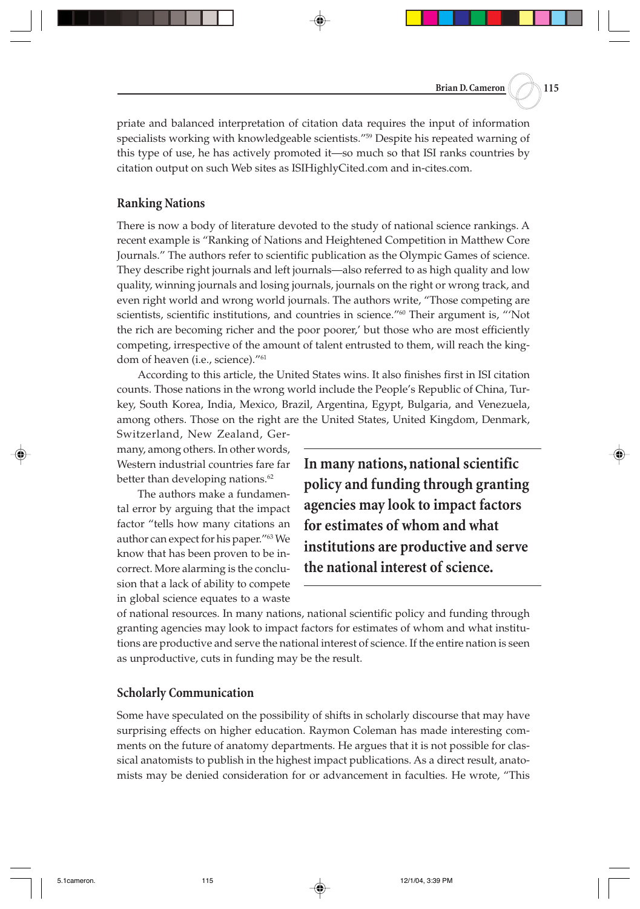priate and balanced interpretation of citation data requires the input of information specialists working with knowledgeable scientists."[59] Despite his repeated warning of this type of use, he has actively promoted it—so much so that ISI ranks countries by citation output on such Web sites as ISIHighlyCited.com and in-cites.com.

## Ranking Nations

There is now a body of literature devoted to the study of national science rankings. A recent example is "Ranking of Nations and Heightened Competition in Matthew Core Journals." The authors refer to scientific publication as the Olympic Games of science. They describe right journals and left journals—also referred to as high quality and low quality, winning journals and losing journals, journals on the right or wrong track, and even right world and wrong world journals. The authors write, "Those competing are scientists, scientific institutions, and countries in science."[60] Their argument is, "'Not the rich are becoming richer and the poor poorer,' but those who are most efficiently competing, irrespective of the amount of talent entrusted to them, will reach the kingdom of heaven (i.e., science)."[61]

According to this article, the United States wins. It also finishes first in ISI citation counts. Those nations in the wrong world include the People's Republic of China, Turkey, South Korea, India, Mexico, Brazil, Argentina, Egypt, Bulgaria, and Venezuela, among others. Those on the right are the United States, United Kingdom, Denmark, Switzerland, New Zealand, Germany, among others. In other words, Western industrial countries fare far better than developing nations.[62]

The authors make a fundamental error by arguing that the impact factor "tells how many citations an author can expect for his paper."[63] We know that has been proven to be incorrect. More alarming is the conclusion that a lack of ability to compete in global science equates to a waste of national resources. In many nations, national scientific policy and funding through granting agencies may look to impact factors for estimates of whom and what institutions are productive and serve the national interest of science. If the entire nation is seen as unproductive, cuts in funding may be the result.

## Scholarly Communication

Some have speculated on the possibility of shifts in scholarly discourse that may have surprising effects on higher education. Raymon Coleman has made interesting comments on the future of anatomy departments. He argues that it is not possible for classical anatomists to publish in the highest impact publications. As a direct result, anatomists may be denied consideration for or advancement in faculties. He wrote, "This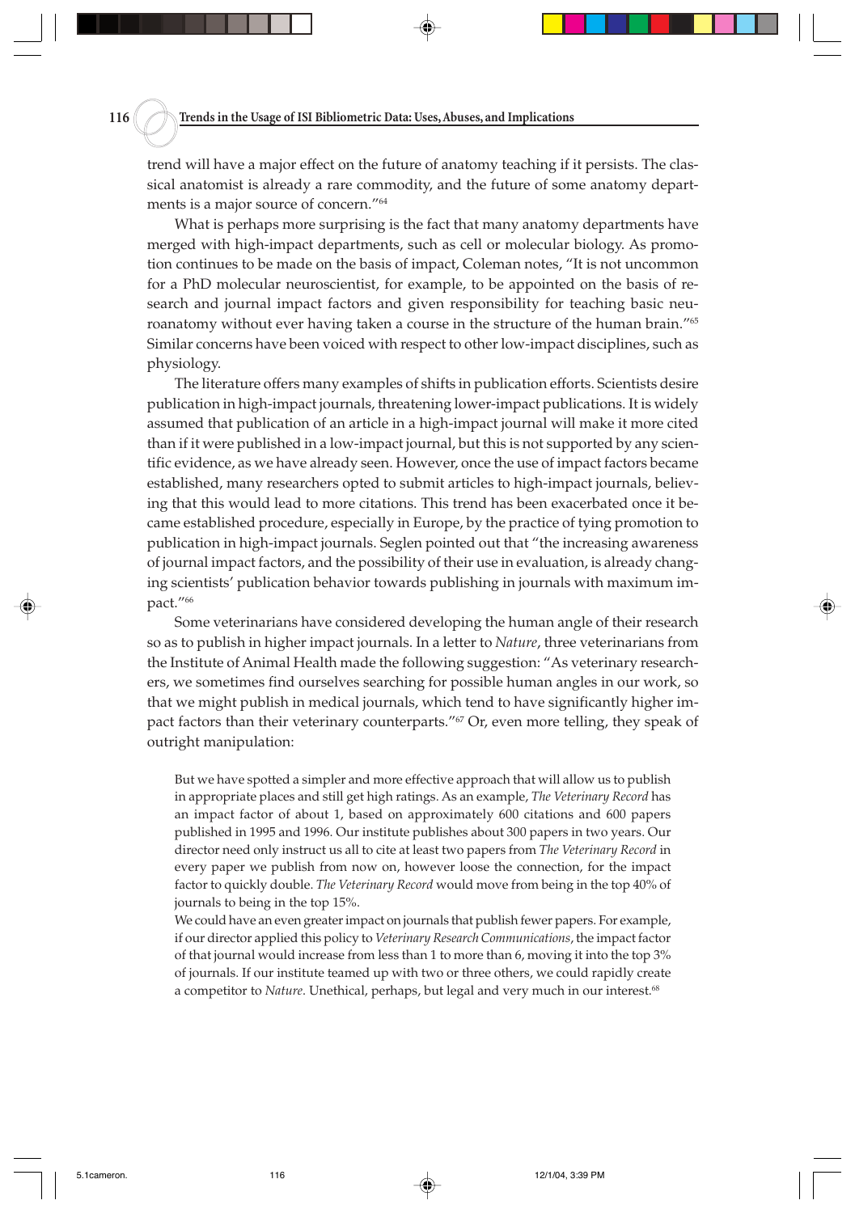trend will have a major effect on the future of anatomy teaching if it persists. The classical anatomist is already a rare commodity, and the future of some anatomy departments is a major source of concern."[64]

What is perhaps more surprising is the fact that many anatomy departments have merged with high-impact departments, such as cell or molecular biology. As promotion continues to be made on the basis of impact, Coleman notes, "It is not uncommon for a PhD molecular neuroscientist, for example, to be appointed on the basis of research and journal impact factors and given responsibility for teaching basic neuroanatomy without ever having taken a course in the structure of the human brain."[65] Similar concerns have been voiced with respect to other low-impact disciplines, such as physiology.

The literature offers many examples of shifts in publication efforts. Scientists desire publication in high-impact journals, threatening lower-impact publications. It is widely assumed that publication of an article in a high-impact journal will make it more cited than if it were published in a low-impact journal, but this is not supported by any scientific evidence, as we have already seen. However, once the use of impact factors became established, many researchers opted to submit articles to high-impact journals, believing that this would lead to more citations. This trend has been exacerbated once it became established procedure, especially in Europe, by the practice of tying promotion to publication in high-impact journals. Seglen pointed out that "the increasing awareness of journal impact factors, and the possibility of their use in evaluation, is already changing scientists' publication behavior towards publishing in journals with maximum impact."[66]

Some veterinarians have considered developing the human angle of their research so as to publish in higher impact journals. In a letter to *Nature*, three veterinarians from the Institute of Animal Health made the following suggestion: "As veterinary researchers, we sometimes find ourselves searching for possible human angles in our work, so that we might publish in medical journals, which tend to have significantly higher impact factors than their veterinary counterparts."[67] Or, even more telling, they speak of outright manipulation:

> But we have spotted a simpler and more effective approach that will allow us to publish in appropriate places and still get high ratings. As an example, *The Veterinary Record* has an impact factor of about 1, based on approximately 600 citations and 600 papers published in 1995 and 1996. Our institute publishes about 300 papers in two years. Our director need only instruct us all to cite at least two papers from *The Veterinary Record* in every paper we publish from now on, however loose the connection, for the impact factor to quickly double. *The Veterinary Record* would move from being in the top 40% of journals to being in the top 15%.
>
> We could have an even greater impact on journals that publish fewer papers. For example, if our director applied this policy to *Veterinary Research Communications*, the impact factor of that journal would increase from less than 1 to more than 6, moving it into the top 3% of journals. If our institute teamed up with two or three others, we could rapidly create a competitor to *Nature*. Unethical, perhaps, but legal and very much in our interest.[68]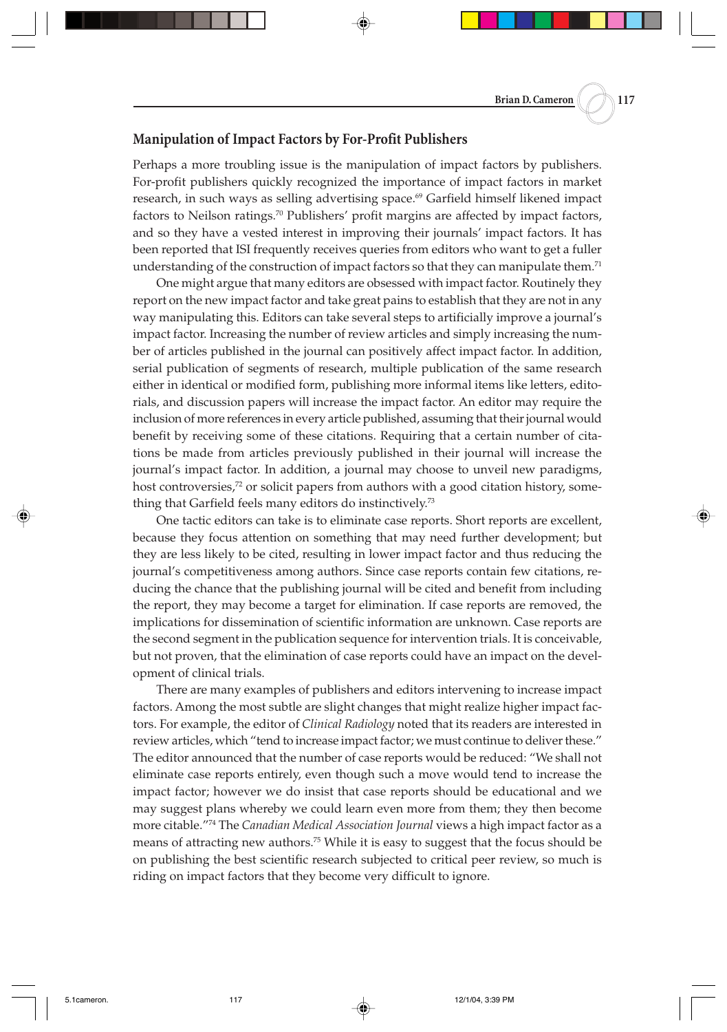## Manipulation of Impact Factors by For-Profit Publishers

Perhaps a more troubling issue is the manipulation of impact factors by publishers. For-profit publishers quickly recognized the importance of impact factors in market research, in such ways as selling advertising space.[69] Garfield himself likened impact factors to Neilson ratings.[70] Publishers' profit margins are affected by impact factors, and so they have a vested interest in improving their journals' impact factors. It has been reported that ISI frequently receives queries from editors who want to get a fuller understanding of the construction of impact factors so that they can manipulate them.[71]

One might argue that many editors are obsessed with impact factor. Routinely they report on the new impact factor and take great pains to establish that they are not in any way manipulating this. Editors can take several steps to artificially improve a journal's impact factor. Increasing the number of review articles and simply increasing the number of articles published in the journal can positively affect impact factor. In addition, serial publication of segments of research, multiple publication of the same research either in identical or modified form, publishing more informal items like letters, editorials, and discussion papers will increase the impact factor. An editor may require the inclusion of more references in every article published, assuming that their journal would benefit by receiving some of these citations. Requiring that a certain number of citations be made from articles previously published in their journal will increase the journal's impact factor. In addition, a journal may choose to unveil new paradigms, host controversies,[72] or solicit papers from authors with a good citation history, something that Garfield feels many editors do instinctively.[73]

One tactic editors can take is to eliminate case reports. Short reports are excellent, because they focus attention on something that may need further development; but they are less likely to be cited, resulting in lower impact factor and thus reducing the journal's competitiveness among authors. Since case reports contain few citations, reducing the chance that the publishing journal will be cited and benefit from including the report, they may become a target for elimination. If case reports are removed, the implications for dissemination of scientific information are unknown. Case reports are the second segment in the publication sequence for intervention trials. It is conceivable, but not proven, that the elimination of case reports could have an impact on the development of clinical trials.

There are many examples of publishers and editors intervening to increase impact factors. Among the most subtle are slight changes that might realize higher impact factors. For example, the editor of *Clinical Radiology* noted that its readers are interested in review articles, which "tend to increase impact factor; we must continue to deliver these." The editor announced that the number of case reports would be reduced: "We shall not eliminate case reports entirely, even though such a move would tend to increase the impact factor; however we do insist that case reports should be educational and we may suggest plans whereby we could learn even more from them; they then become more citable."[74] The *Canadian Medical Association Journal* views a high impact factor as a means of attracting new authors.[75] While it is easy to suggest that the focus should be on publishing the best scientific research subjected to critical peer review, so much is riding on impact factors that they become very difficult to ignore.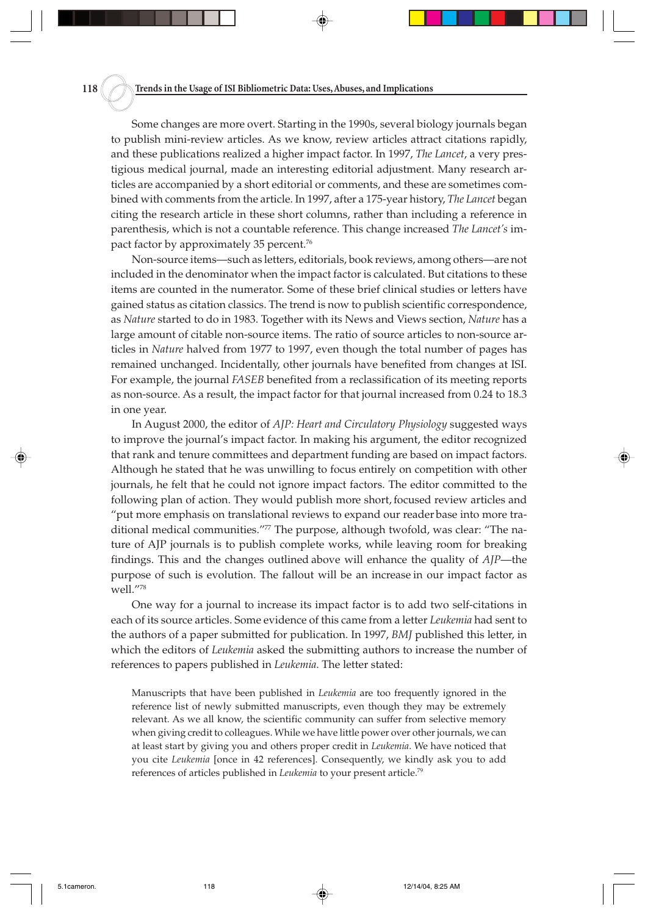Some changes are more overt. Starting in the 1990s, several biology journals began to publish mini-review articles. As we know, review articles attract citations rapidly, and these publications realized a higher impact factor. In 1997, *The Lancet*, a very prestigious medical journal, made an interesting editorial adjustment. Many research articles are accompanied by a short editorial or comments, and these are sometimes combined with comments from the article. In 1997, after a 175-year history, *The Lancet* began citing the research article in these short columns, rather than including a reference in parenthesis, which is not a countable reference. This change increased *The Lancet's* impact factor by approximately 35 percent.[76]

Non-source items—such as letters, editorials, book reviews, among others—are not included in the denominator when the impact factor is calculated. But citations to these items are counted in the numerator. Some of these brief clinical studies or letters have gained status as citation classics. The trend is now to publish scientific correspondence, as *Nature* started to do in 1983. Together with its News and Views section, *Nature* has a large amount of citable non-source items. The ratio of source articles to non-source articles in *Nature* halved from 1977 to 1997, even though the total number of pages has remained unchanged. Incidentally, other journals have benefited from changes at ISI. For example, the journal *FASEB* benefited from a reclassification of its meeting reports as non-source. As a result, the impact factor for that journal increased from 0.24 to 18.3 in one year.

In August 2000, the editor of *AJP: Heart and Circulatory Physiology* suggested ways to improve the journal's impact factor. In making his argument, the editor recognized that rank and tenure committees and department funding are based on impact factors. Although he stated that he was unwilling to focus entirely on competition with other journals, he felt that he could not ignore impact factors. The editor committed to the following plan of action. They would publish more short, focused review articles and "put more emphasis on translational reviews to expand our reader base into more traditional medical communities."[77] The purpose, although twofold, was clear: "The nature of AJP journals is to publish complete works, while leaving room for breaking findings. This and the changes outlined above will enhance the quality of *AJP*—the purpose of such is evolution. The fallout will be an increase in our impact factor as well."[78]

One way for a journal to increase its impact factor is to add two self-citations in each of its source articles. Some evidence of this came from a letter *Leukemia* had sent to the authors of a paper submitted for publication. In 1997, *BMJ* published this letter, in which the editors of *Leukemia* asked the submitting authors to increase the number of references to papers published in *Leukemia*. The letter stated:

> Manuscripts that have been published in *Leukemia* are too frequently ignored in the reference list of newly submitted manuscripts, even though they may be extremely relevant. As we all know, the scientific community can suffer from selective memory when giving credit to colleagues. While we have little power over other journals, we can at least start by giving you and others proper credit in *Leukemia*. We have noticed that you cite *Leukemia* [once in 42 references]. Consequently, we kindly ask you to add references of articles published in *Leukemia* to your present article.[79]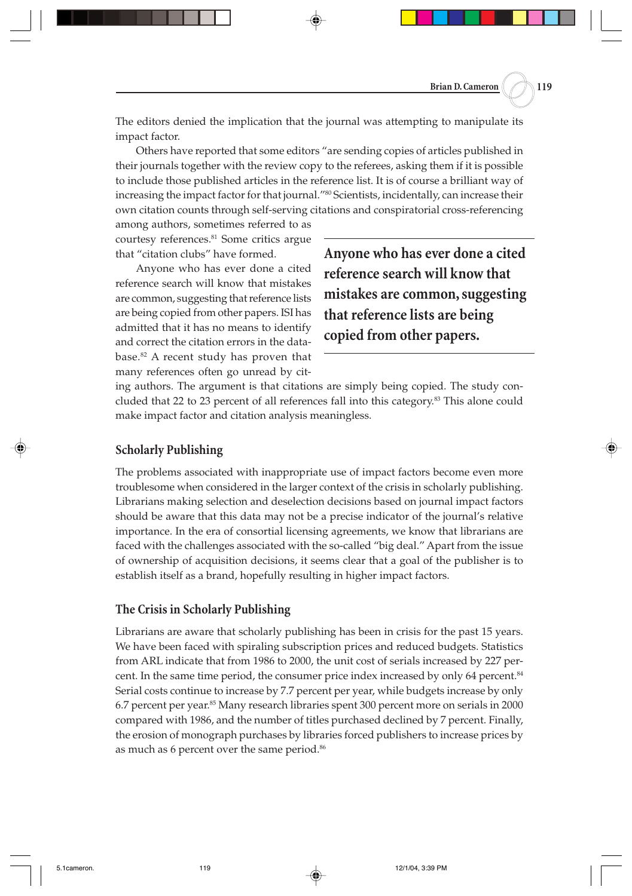The editors denied the implication that the journal was attempting to manipulate its impact factor.

Others have reported that some editors "are sending copies of articles published in their journals together with the review copy to the referees, asking them if it is possible to include those published articles in the reference list. It is of course a brilliant way of increasing the impact factor for that journal."[80] Scientists, incidentally, can increase their own citation counts through self-serving citations and conspiratorial cross-referencing among authors, sometimes referred to as courtesy references.[81] Some critics argue that "citation clubs" have formed.

Anyone who has ever done a cited reference search will know that mistakes are common, suggesting that reference lists are being copied from other papers. ISI has admitted that it has no means to identify and correct the citation errors in the database.[82] A recent study has proven that many references often go unread by citing authors. The argument is that citations are simply being copied. The study concluded that 22 to 23 percent of all references fall into this category.[83] This alone could make impact factor and citation analysis meaningless.

> **Anyone who has ever done a cited reference search will know that mistakes are common, suggesting that reference lists are being copied from other papers.**

## Scholarly Publishing

The problems associated with inappropriate use of impact factors become even more troublesome when considered in the larger context of the crisis in scholarly publishing. Librarians making selection and deselection decisions based on journal impact factors should be aware that this data may not be a precise indicator of the journal's relative importance. In the era of consortial licensing agreements, we know that librarians are faced with the challenges associated with the so-called "big deal." Apart from the issue of ownership of acquisition decisions, it seems clear that a goal of the publisher is to establish itself as a brand, hopefully resulting in higher impact factors.

## The Crisis in Scholarly Publishing

Librarians are aware that scholarly publishing has been in crisis for the past 15 years. We have been faced with spiraling subscription prices and reduced budgets. Statistics from ARL indicate that from 1986 to 2000, the unit cost of serials increased by 227 percent. In the same time period, the consumer price index increased by only 64 percent.[84] Serial costs continue to increase by 7.7 percent per year, while budgets increase by only 6.7 percent per year.[85] Many research libraries spent 300 percent more on serials in 2000 compared with 1986, and the number of titles purchased declined by 7 percent. Finally, the erosion of monograph purchases by libraries forced publishers to increase prices by as much as 6 percent over the same period.[86]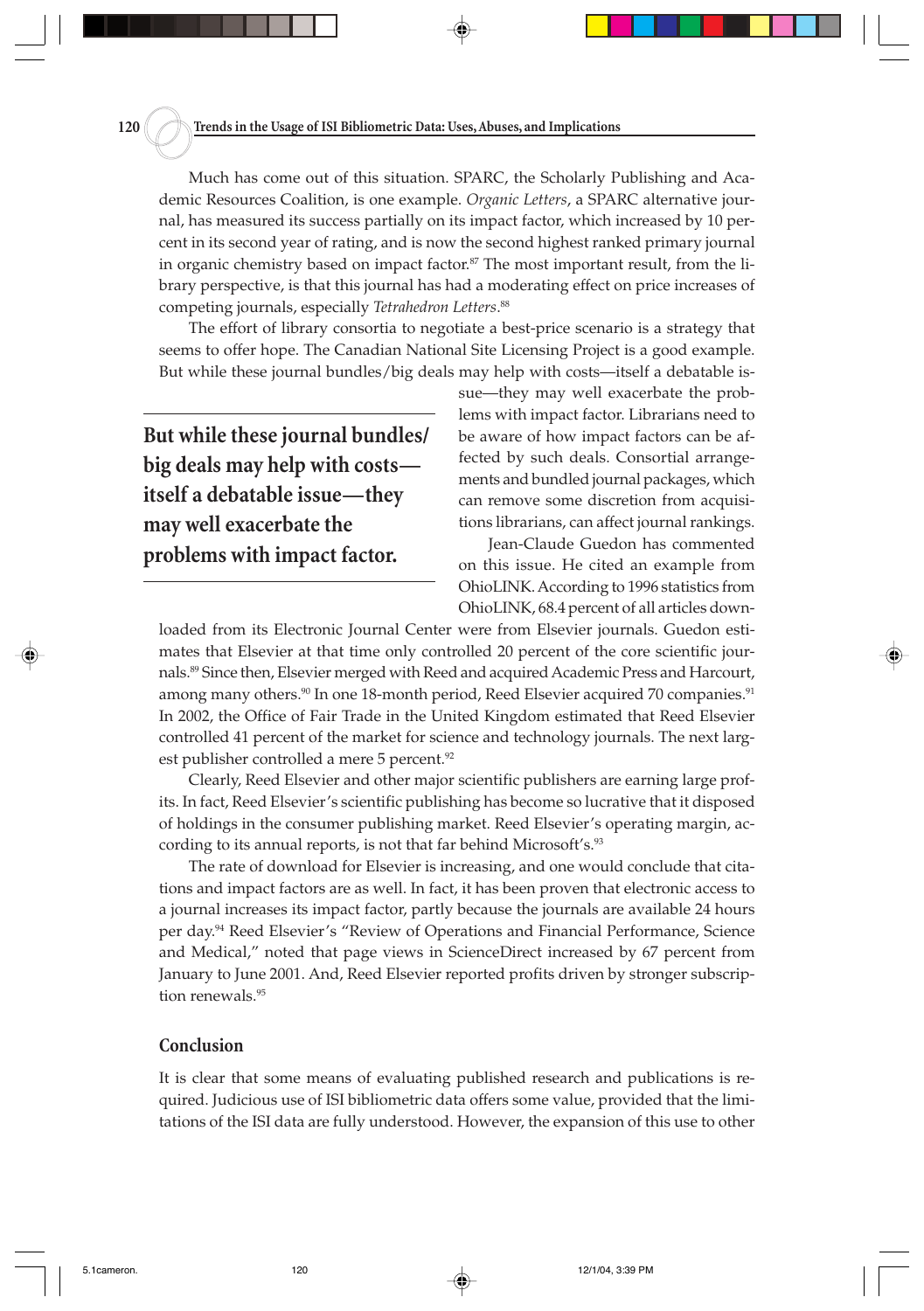Much has come out of this situation. SPARC, the Scholarly Publishing and Academic Resources Coalition, is one example. *Organic Letters*, a SPARC alternative journal, has measured its success partially on its impact factor, which increased by 10 percent in its second year of rating, and is now the second highest ranked primary journal in organic chemistry based on impact factor.[87] The most important result, from the library perspective, is that this journal has had a moderating effect on price increases of competing journals, especially *Tetrahedron Letters*.[88]

The effort of library consortia to negotiate a best-price scenario is a strategy that seems to offer hope. The Canadian National Site Licensing Project is a good example. But while these journal bundles/big deals may help with costs—itself a debatable issue—they may well exacerbate the problems with impact factor. Librarians need to be aware of how impact factors can be affected by such deals. Consortial arrangements and bundled journal packages, which can remove some discretion from acquisitions librarians, can affect journal rankings.

> **But while these journal bundles/big deals may help with costs—itself a debatable issue—they may well exacerbate the problems with impact factor.**

Jean-Claude Guedon has commented on this issue. He cited an example from OhioLINK. According to 1996 statistics from OhioLINK, 68.4 percent of all articles downloaded from its Electronic Journal Center were from Elsevier journals. Guedon estimates that Elsevier at that time only controlled 20 percent of the core scientific journals.[89] Since then, Elsevier merged with Reed and acquired Academic Press and Harcourt, among many others.[90] In one 18-month period, Reed Elsevier acquired 70 companies.[91] In 2002, the Office of Fair Trade in the United Kingdom estimated that Reed Elsevier controlled 41 percent of the market for science and technology journals. The next largest publisher controlled a mere 5 percent.[92]

Clearly, Reed Elsevier and other major scientific publishers are earning large profits. In fact, Reed Elsevier's scientific publishing has become so lucrative that it disposed of holdings in the consumer publishing market. Reed Elsevier's operating margin, according to its annual reports, is not that far behind Microsoft's.[93]

The rate of download for Elsevier is increasing, and one would conclude that citations and impact factors are as well. In fact, it has been proven that electronic access to a journal increases its impact factor, partly because the journals are available 24 hours per day.[94] Reed Elsevier's "Review of Operations and Financial Performance, Science and Medical," noted that page views in ScienceDirect increased by 67 percent from January to June 2001. And, Reed Elsevier reported profits driven by stronger subscription renewals.[95]

## Conclusion

It is clear that some means of evaluating published research and publications is required. Judicious use of ISI bibliometric data offers some value, provided that the limitations of the ISI data are fully understood. However, the expansion of this use to other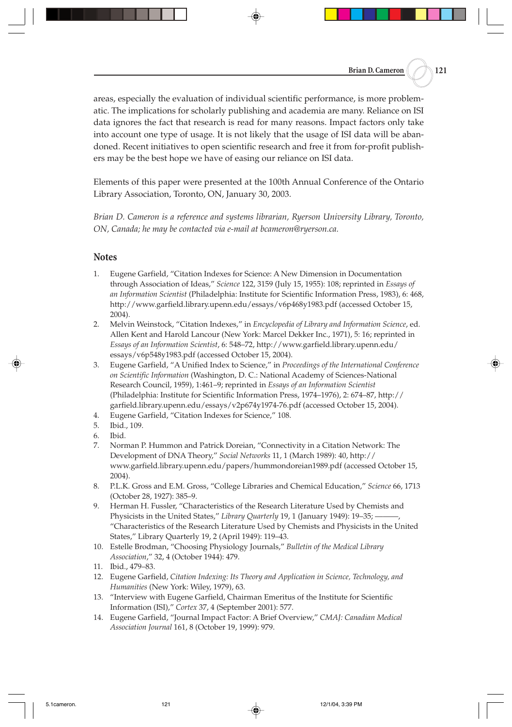areas, especially the evaluation of individual scientific performance, is more problematic. The implications for scholarly publishing and academia are many. Reliance on ISI data ignores the fact that research is read for many reasons. Impact factors only take into account one type of usage. It is not likely that the usage of ISI data will be abandoned. Recent initiatives to open scientific research and free it from for-profit publishers may be the best hope we have of easing our reliance on ISI data.

Elements of this paper were presented at the 100th Annual Conference of the Ontario Library Association, Toronto, ON, January 30, 2003.

*Brian D. Cameron is a reference and systems librarian, Ryerson University Library, Toronto, ON, Canada; he may be contacted via e-mail at bcameron@ryerson.ca.*

## Notes

1. Eugene Garfield, "Citation Indexes for Science: A New Dimension in Documentation through Association of Ideas," *Science* 122, 3159 (July 15, 1955): 108; reprinted in *Essays of an Information Scientist* (Philadelphia: Institute for Scientific Information Press, 1983), 6: 468, http://www.garfield.library.upenn.edu/essays/v6p468y1983.pdf (accessed October 15, 2004).
2. Melvin Weinstock, "Citation Indexes," in *Encyclopedia of Library and Information Science*, ed. Allen Kent and Harold Lancour (New York: Marcel Dekker Inc., 1971), 5: 16; reprinted in *Essays of an Information Scientist*, 6: 548–72, http://www.garfield.library.upenn.edu/essays/v6p548y1983.pdf (accessed October 15, 2004).
3. Eugene Garfield, "A Unified Index to Science," in *Proceedings of the International Conference on Scientific Information* (Washington, D. C.: National Academy of Sciences-National Research Council, 1959), 1:461–9; reprinted in *Essays of an Information Scientist* (Philadelphia: Institute for Scientific Information Press, 1974–1976), 2: 674–87, http://garfield.library.upenn.edu/essays/v2p674y1974-76.pdf (accessed October 15, 2004).
4. Eugene Garfield, "Citation Indexes for Science," 108.
5. Ibid., 109.
6. Ibid.
7. Norman P. Hummon and Patrick Doreian, "Connectivity in a Citation Network: The Development of DNA Theory," *Social Networks* 11, 1 (March 1989): 40, http://www.garfield.library.upenn.edu/papers/hummondoreian1989.pdf (accessed October 15, 2004).
8. P.L.K. Gross and E.M. Gross, "College Libraries and Chemical Education," *Science* 66, 1713 (October 28, 1927): 385–9.
9. Herman H. Fussler, "Characteristics of the Research Literature Used by Chemists and Physicists in the United States," *Library Quarterly* 19, 1 (January 1949): 19–35; ———, "Characteristics of the Research Literature Used by Chemists and Physicists in the United States," Library Quarterly 19, 2 (April 1949): 119–43.
10. Estelle Brodman, "Choosing Physiology Journals," *Bulletin of the Medical Library Association*," 32, 4 (October 1944): 479.
11. Ibid., 479–83.
12. Eugene Garfield, *Citation Indexing: Its Theory and Application in Science, Technology, and Humanities* (New York: Wiley, 1979), 63.
13. "Interview with Eugene Garfield, Chairman Emeritus of the Institute for Scientific Information (ISI)," *Cortex* 37, 4 (September 2001): 577.
14. Eugene Garfield, "Journal Impact Factor: A Brief Overview," *CMAJ: Canadian Medical Association Journal* 161, 8 (October 19, 1999): 979.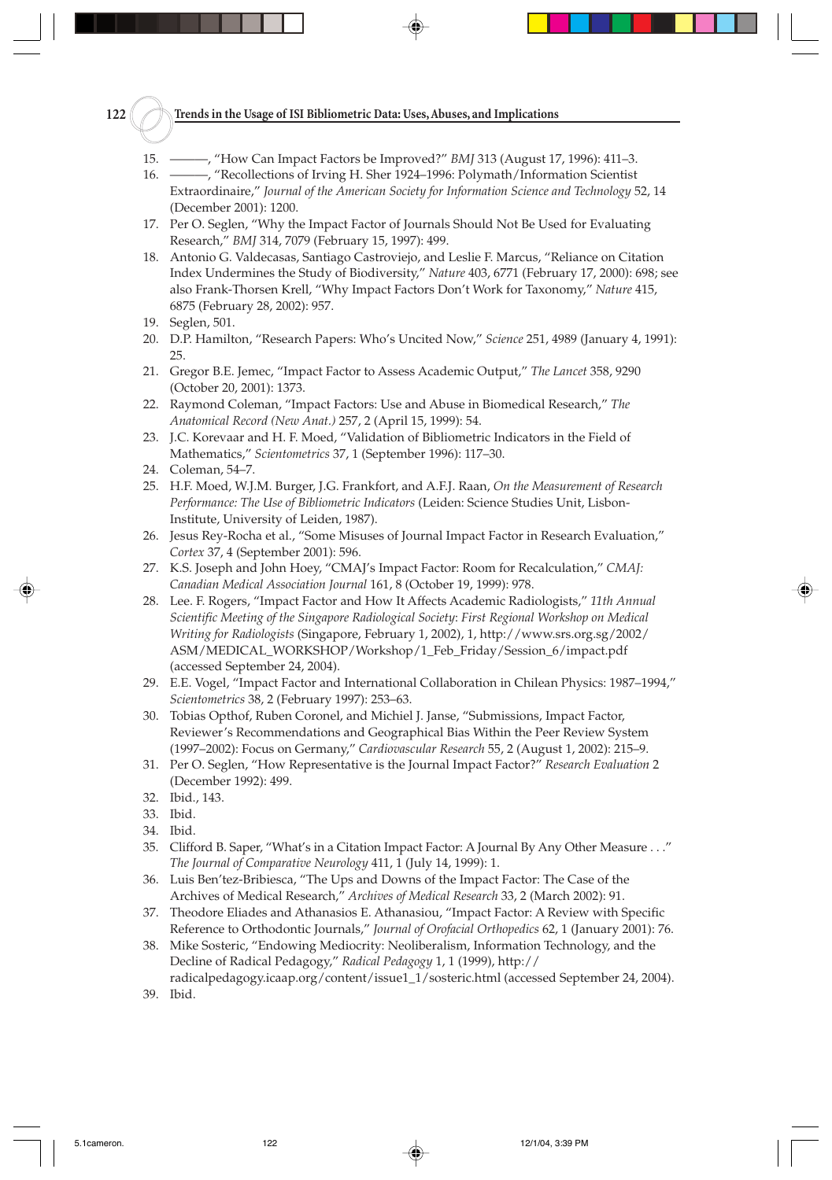15. ———, "How Can Impact Factors be Improved?" *BMJ* 313 (August 17, 1996): 411–3.
16. ———, "Recollections of Irving H. Sher 1924–1996: Polymath/Information Scientist Extraordinaire," *Journal of the American Society for Information Science and Technology* 52, 14 (December 2001): 1200.
17. Per O. Seglen, "Why the Impact Factor of Journals Should Not Be Used for Evaluating Research," *BMJ* 314, 7079 (February 15, 1997): 499.
18. Antonio G. Valdecasas, Santiago Castroviejo, and Leslie F. Marcus, "Reliance on Citation Index Undermines the Study of Biodiversity," *Nature* 403, 6771 (February 17, 2000): 698; see also Frank-Thorsen Krell, "Why Impact Factors Don't Work for Taxonomy," *Nature* 415, 6875 (February 28, 2002): 957.
19. Seglen, 501.
20. D.P. Hamilton, "Research Papers: Who's Uncited Now," *Science* 251, 4989 (January 4, 1991): 25.
21. Gregor B.E. Jemec, "Impact Factor to Assess Academic Output," *The Lancet* 358, 9290 (October 20, 2001): 1373.
22. Raymond Coleman, "Impact Factors: Use and Abuse in Biomedical Research," *The Anatomical Record (New Anat.)* 257, 2 (April 15, 1999): 54.
23. J.C. Korevaar and H. F. Moed, "Validation of Bibliometric Indicators in the Field of Mathematics," *Scientometrics* 37, 1 (September 1996): 117–30.
24. Coleman, 54–7.
25. H.F. Moed, W.J.M. Burger, J.G. Frankfort, and A.F.J. Raan, *On the Measurement of Research Performance: The Use of Bibliometric Indicators* (Leiden: Science Studies Unit, Lisbon-Institute, University of Leiden, 1987).
26. Jesus Rey-Rocha et al., "Some Misuses of Journal Impact Factor in Research Evaluation," *Cortex* 37, 4 (September 2001): 596.
27. K.S. Joseph and John Hoey, "CMAJ's Impact Factor: Room for Recalculation," *CMAJ: Canadian Medical Association Journal* 161, 8 (October 19, 1999): 978.
28. Lee. F. Rogers, "Impact Factor and How It Affects Academic Radiologists," *11th Annual Scientific Meeting of the Singapore Radiological Society: First Regional Workshop on Medical Writing for Radiologists* (Singapore, February 1, 2002), 1, http://www.srs.org.sg/2002/ASM/MEDICAL_WORKSHOP/Workshop/1_Feb_Friday/Session_6/impact.pdf (accessed September 24, 2004).
29. E.E. Vogel, "Impact Factor and International Collaboration in Chilean Physics: 1987–1994," *Scientometrics* 38, 2 (February 1997): 253–63.
30. Tobias Opthof, Ruben Coronel, and Michiel J. Janse, "Submissions, Impact Factor, Reviewer's Recommendations and Geographical Bias Within the Peer Review System (1997–2002): Focus on Germany," *Cardiovascular Research* 55, 2 (August 1, 2002): 215–9.
31. Per O. Seglen, "How Representative is the Journal Impact Factor?" *Research Evaluation* 2 (December 1992): 499.
32. Ibid., 143.
33. Ibid.
34. Ibid.
35. Clifford B. Saper, "What's in a Citation Impact Factor: A Journal By Any Other Measure . . ." *The Journal of Comparative Neurology* 411, 1 (July 14, 1999): 1.
36. Luis Ben'tez-Bribiesca, "The Ups and Downs of the Impact Factor: The Case of the Archives of Medical Research," *Archives of Medical Research* 33, 2 (March 2002): 91.
37. Theodore Eliades and Athanasios E. Athanasiou, "Impact Factor: A Review with Specific Reference to Orthodontic Journals," *Journal of Orofacial Orthopedics* 62, 1 (January 2001): 76.
38. Mike Sosteric, "Endowing Mediocrity: Neoliberalism, Information Technology, and the Decline of Radical Pedagogy," *Radical Pedagogy* 1, 1 (1999), http://radicalpedagogy.icaap.org/content/issue1_1/sosteric.html (accessed September 24, 2004).
39. Ibid.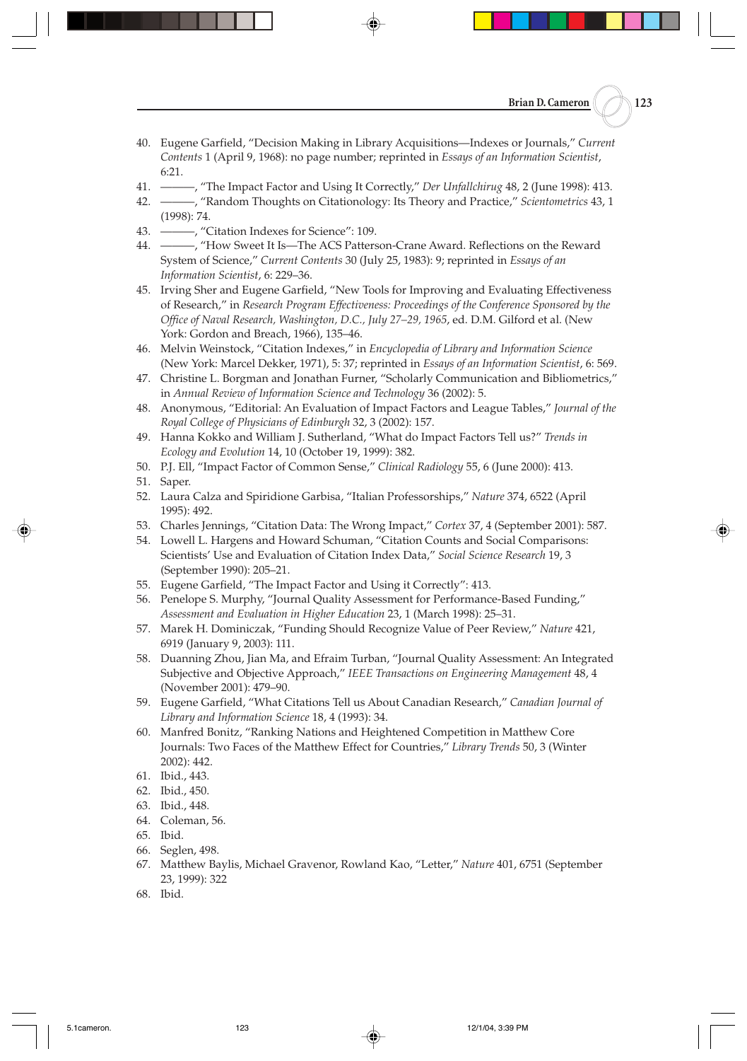40. Eugene Garfield, "Decision Making in Library Acquisitions—Indexes or Journals," *Current Contents* 1 (April 9, 1968): no page number; reprinted in *Essays of an Information Scientist*, 6:21.
41. ———, "The Impact Factor and Using It Correctly," *Der Unfallchirug* 48, 2 (June 1998): 413.
42. ———, "Random Thoughts on Citationology: Its Theory and Practice," *Scientometrics* 43, 1 (1998): 74.
43. ———, "Citation Indexes for Science": 109.
44. ———, "How Sweet It Is—The ACS Patterson-Crane Award. Reflections on the Reward System of Science," *Current Contents* 30 (July 25, 1983): 9; reprinted in *Essays of an Information Scientist*, 6: 229–36.
45. Irving Sher and Eugene Garfield, "New Tools for Improving and Evaluating Effectiveness of Research," in *Research Program Effectiveness: Proceedings of the Conference Sponsored by the Office of Naval Research, Washington, D.C., July 27–29, 1965*, ed. D.M. Gilford et al. (New York: Gordon and Breach, 1966), 135–46.
46. Melvin Weinstock, "Citation Indexes," in *Encyclopedia of Library and Information Science* (New York: Marcel Dekker, 1971), 5: 37; reprinted in *Essays of an Information Scientist*, 6: 569.
47. Christine L. Borgman and Jonathan Furner, "Scholarly Communication and Bibliometrics," in *Annual Review of Information Science and Technology* 36 (2002): 5.
48. Anonymous, "Editorial: An Evaluation of Impact Factors and League Tables," *Journal of the Royal College of Physicians of Edinburgh* 32, 3 (2002): 157.
49. Hanna Kokko and William J. Sutherland, "What do Impact Factors Tell us?" *Trends in Ecology and Evolution* 14, 10 (October 19, 1999): 382.
50. P.J. Ell, "Impact Factor of Common Sense," *Clinical Radiology* 55, 6 (June 2000): 413.
51. Saper.
52. Laura Calza and Spiridione Garbisa, "Italian Professorships," *Nature* 374, 6522 (April 1995): 492.
53. Charles Jennings, "Citation Data: The Wrong Impact," *Cortex* 37, 4 (September 2001): 587.
54. Lowell L. Hargens and Howard Schuman, "Citation Counts and Social Comparisons: Scientists' Use and Evaluation of Citation Index Data," *Social Science Research* 19, 3 (September 1990): 205–21.
55. Eugene Garfield, "The Impact Factor and Using it Correctly": 413.
56. Penelope S. Murphy, "Journal Quality Assessment for Performance-Based Funding," *Assessment and Evaluation in Higher Education* 23, 1 (March 1998): 25–31.
57. Marek H. Dominiczak, "Funding Should Recognize Value of Peer Review," *Nature* 421, 6919 (January 9, 2003): 111.
58. Duanning Zhou, Jian Ma, and Efraim Turban, "Journal Quality Assessment: An Integrated Subjective and Objective Approach," *IEEE Transactions on Engineering Management* 48, 4 (November 2001): 479–90.
59. Eugene Garfield, "What Citations Tell us About Canadian Research," *Canadian Journal of Library and Information Science* 18, 4 (1993): 34.
60. Manfred Bonitz, "Ranking Nations and Heightened Competition in Matthew Core Journals: Two Faces of the Matthew Effect for Countries," *Library Trends* 50, 3 (Winter 2002): 442.
61. Ibid., 443.
62. Ibid., 450.
63. Ibid., 448.
64. Coleman, 56.
65. Ibid.
66. Seglen, 498.
67. Matthew Baylis, Michael Gravenor, Rowland Kao, "Letter," *Nature* 401, 6751 (September 23, 1999): 322
68. Ibid.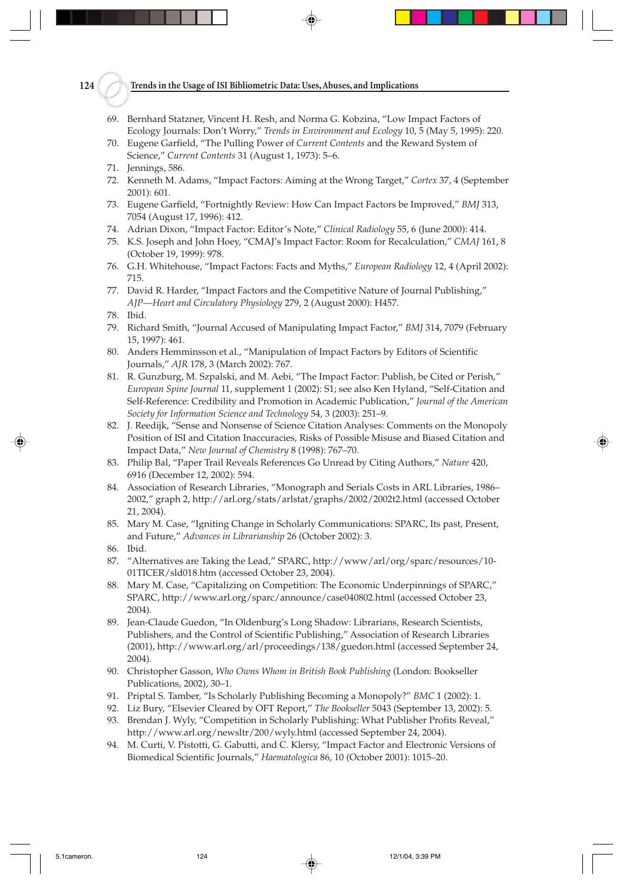69. Bernhard Statzner, Vincent H. Resh, and Norma G. Kobzina, "Low Impact Factors of Ecology Journals: Don't Worry," *Trends in Environment and Ecology* 10, 5 (May 5, 1995): 220.
70. Eugene Garfield, "The Pulling Power of *Current Contents* and the Reward System of Science," *Current Contents* 31 (August 1, 1973): 5–6.
71. Jennings, 586.
72. Kenneth M. Adams, "Impact Factors: Aiming at the Wrong Target," *Cortex* 37, 4 (September 2001): 601.
73. Eugene Garfield, "Fortnightly Review: How Can Impact Factors be Improved," *BMJ* 313, 7054 (August 17, 1996): 412.
74. Adrian Dixon, "Impact Factor: Editor's Note," *Clinical Radiology* 55, 6 (June 2000): 414.
75. K.S. Joseph and John Hoey, "CMAJ's Impact Factor: Room for Recalculation," *CMAJ* 161, 8 (October 19, 1999): 978.
76. G.H. Whitehouse, "Impact Factors: Facts and Myths," *European Radiology* 12, 4 (April 2002): 715.
77. David R. Harder, "Impact Factors and the Competitive Nature of Journal Publishing," *AJP—Heart and Circulatory Physiology* 279, 2 (August 2000): H457.
78. Ibid.
79. Richard Smith, "Journal Accused of Manipulating Impact Factor," *BMJ* 314, 7079 (February 15, 1997): 461.
80. Anders Hemminsson et al., "Manipulation of Impact Factors by Editors of Scientific Journals," *AJR* 178, 3 (March 2002): 767.
81. R. Gunzburg, M. Szpalski, and M. Aebi, "The Impact Factor: Publish, be Cited or Perish," *European Spine Journal* 11, supplement 1 (2002): S1; see also Ken Hyland, "Self-Citation and Self-Reference: Credibility and Promotion in Academic Publication," *Journal of the American Society for Information Science and Technology* 54, 3 (2003): 251–9.
82. J. Reedijk, "Sense and Nonsense of Science Citation Analyses: Comments on the Monopoly Position of ISI and Citation Inaccuracies, Risks of Possible Misuse and Biased Citation and Impact Data," *New Journal of Chemistry* 8 (1998): 767–70.
83. Philip Bal, "Paper Trail Reveals References Go Unread by Citing Authors," *Nature* 420, 6916 (December 12, 2002): 594.
84. Association of Research Libraries, "Monograph and Serials Costs in ARL Libraries, 1986–2002," graph 2, http://arl.org/stats/arlstat/graphs/2002/2002t2.html (accessed October 21, 2004).
85. Mary M. Case, "Igniting Change in Scholarly Communications: SPARC, Its past, Present, and Future," *Advances in Librarianship* 26 (October 2002): 3.
86. Ibid.
87. "Alternatives are Taking the Lead," SPARC, http://www/arl/org/sparc/resources/10-01TICER/sld018.htm (accessed October 23, 2004).
88. Mary M. Case, "Capitalizing on Competition: The Economic Underpinnings of SPARC," SPARC, http://www.arl.org/sparc/announce/case040802.html (accessed October 23, 2004).
89. Jean-Claude Guedon, "In Oldenburg's Long Shadow: Librarians, Research Scientists, Publishers, and the Control of Scientific Publishing," Association of Research Libraries (2001), http://www.arl.org/arl/proceedings/138/guedon.html (accessed September 24, 2004).
90. Christopher Gasson, *Who Owns Whom in British Book Publishing* (London: Bookseller Publications, 2002), 30–1.
91. Priptal S. Tamber, "Is Scholarly Publishing Becoming a Monopoly?" *BMC* 1 (2002): 1.
92. Liz Bury, "Elsevier Cleared by OFT Report," *The Bookseller* 5043 (September 13, 2002): 5.
93. Brendan J. Wyly, "Competition in Scholarly Publishing: What Publisher Profits Reveal," http://www.arl.org/newsltr/200/wyly.html (accessed September 24, 2004).
94. M. Curti, V. Pistotti, G. Gabutti, and C. Klersy, "Impact Factor and Electronic Versions of Biomedical Scientific Journals," *Haematologica* 86, 10 (October 2001): 1015–20.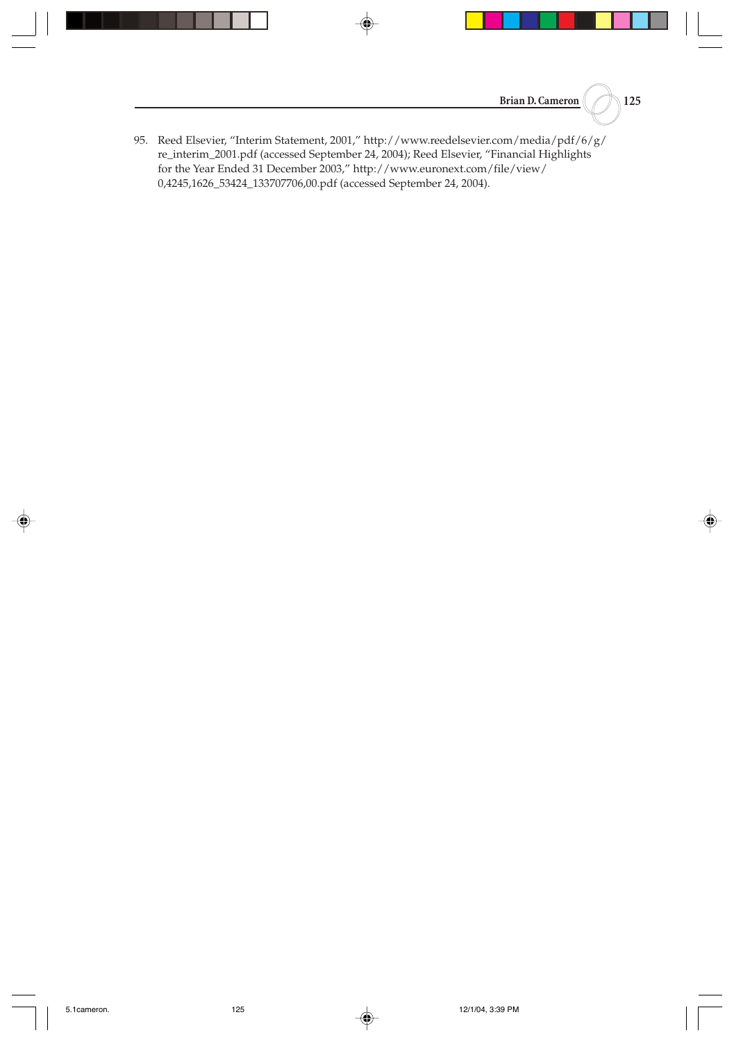95. Reed Elsevier, "Interim Statement, 2001," http://www.reedelsevier.com/media/pdf/6/g/re_interim_2001.pdf (accessed September 24, 2004); Reed Elsevier, "Financial Highlights for the Year Ended 31 December 2003," http://www.euronext.com/file/view/0,4245,1626_53424_133707706,00.pdf (accessed September 24, 2004).